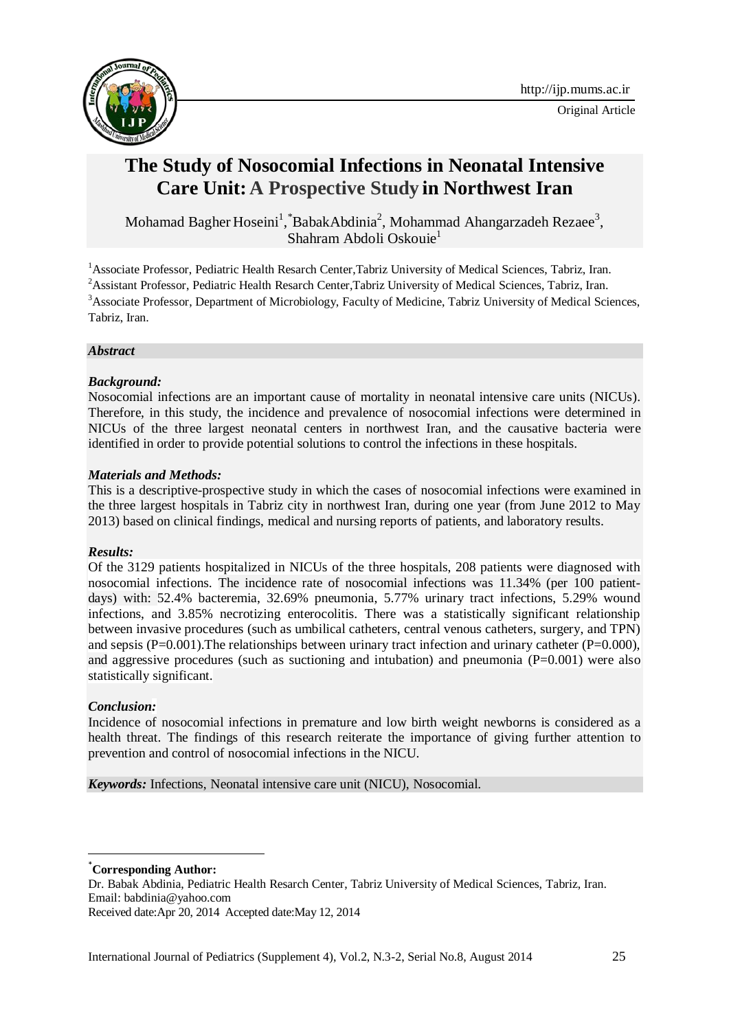Original Article

# The Study of Nosocomial Infections in Neonatal Intensive Care Unit: A Prospective Study in Northwest Iran

Mohamad Bagher Hoseini[1], *BabakAbdinia[2], Mohammad Ahangarzadeh Rezaee[3], Shahram Abdoli Oskouie[1]

[1]Associate Professor, Pediatric Health Resarch Center,Tabriz University of Medical Sciences, Tabriz, Iran.
[2]Assistant Professor, Pediatric Health Resarch Center,Tabriz University of Medical Sciences, Tabriz, Iran.
[3]Associate Professor, Department of Microbiology, Faculty of Medicine, Tabriz University of Medical Sciences, Tabriz, Iran.

***Abstract***

***Background:***

Nosocomial infections are an important cause of mortality in neonatal intensive care units (NICUs). Therefore, in this study, the incidence and prevalence of nosocomial infections were determined in NICUs of the three largest neonatal centers in northwest Iran, and the causative bacteria were identified in order to provide potential solutions to control the infections in these hospitals.

***Materials and Methods:***

This is a descriptive-prospective study in which the cases of nosocomial infections were examined in the three largest hospitals in Tabriz city in northwest Iran, during one year (from June 2012 to May 2013) based on clinical findings, medical and nursing reports of patients, and laboratory results.

***Results:***

Of the 3129 patients hospitalized in NICUs of the three hospitals, 208 patients were diagnosed with nosocomial infections. The incidence rate of nosocomial infections was 11.34% (per 100 patient-days) with: 52.4% bacteremia, 32.69% pneumonia, 5.77% urinary tract infections, 5.29% wound infections, and 3.85% necrotizing enterocolitis. There was a statistically significant relationship between invasive procedures (such as umbilical catheters, central venous catheters, surgery, and TPN) and sepsis (P=0.001).The relationships between urinary tract infection and urinary catheter (P=0.000), and aggressive procedures (such as suctioning and intubation) and pneumonia (P=0.001) were also statistically significant.

***Conclusion:***

Incidence of nosocomial infections in premature and low birth weight newborns is considered as a health threat. The findings of this research reiterate the importance of giving further attention to prevention and control of nosocomial infections in the NICU.

***Keywords:*** Infections, Neonatal intensive care unit (NICU), Nosocomial.

---

***Corresponding Author:**

Dr. Babak Abdinia, Pediatric Health Resarch Center, Tabriz University of Medical Sciences, Tabriz, Iran.
Email: babdinia@yahoo.com
Received date:Apr 20, 2014 Accepted date:May 12, 2014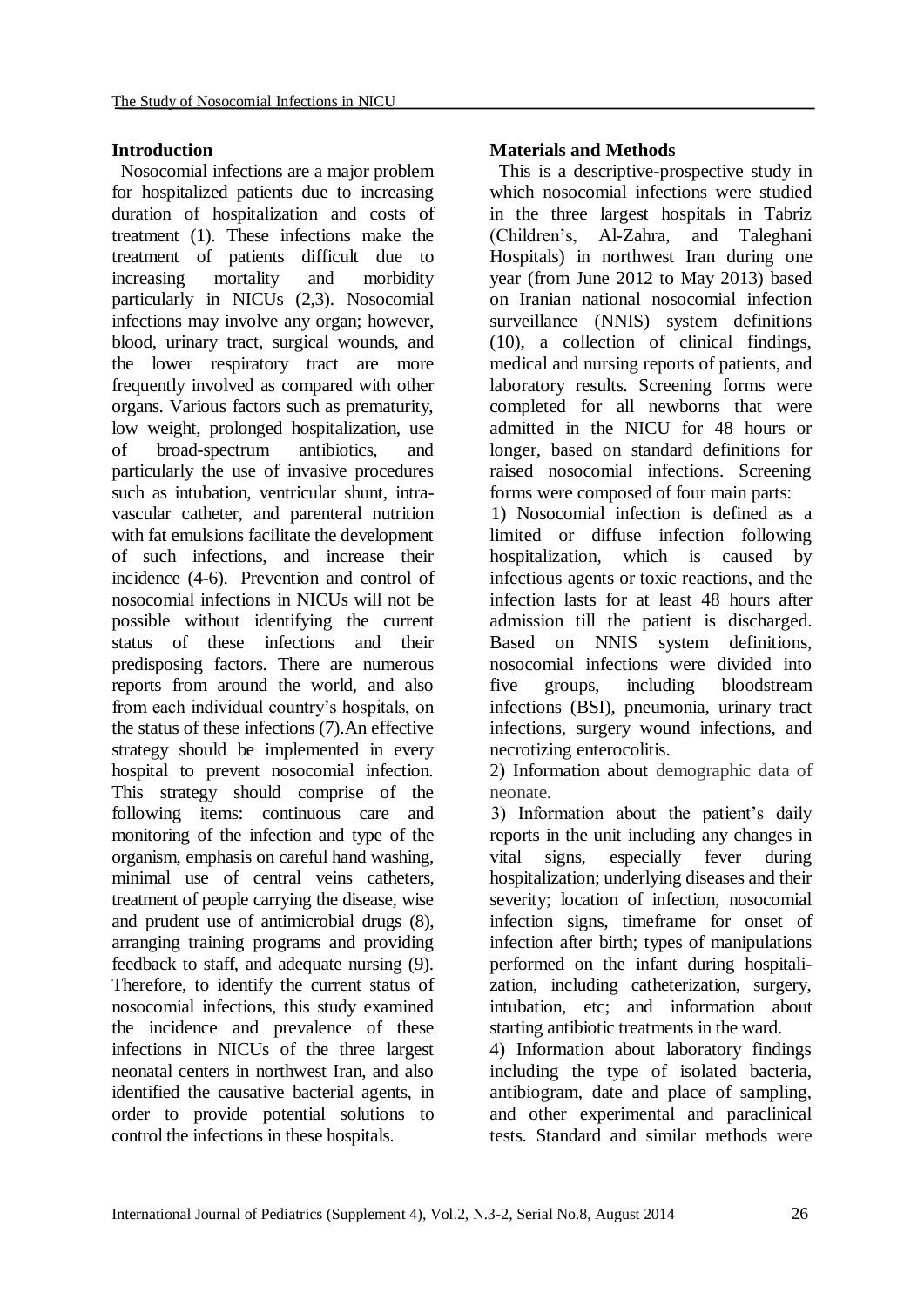## Introduction

Nosocomial infections are a major problem for hospitalized patients due to increasing duration of hospitalization and costs of treatment (1). These infections make the treatment of patients difficult due to increasing mortality and morbidity particularly in NICUs (2,3). Nosocomial infections may involve any organ; however, blood, urinary tract, surgical wounds, and the lower respiratory tract are more frequently involved as compared with other organs. Various factors such as prematurity, low weight, prolonged hospitalization, use of broad-spectrum antibiotics, and particularly the use of invasive procedures such as intubation, ventricular shunt, intra-vascular catheter, and parenteral nutrition with fat emulsions facilitate the development of such infections, and increase their incidence (4-6). Prevention and control of nosocomial infections in NICUs will not be possible without identifying the current status of these infections and their predisposing factors. There are numerous reports from around the world, and also from each individual country's hospitals, on the status of these infections (7).An effective strategy should be implemented in every hospital to prevent nosocomial infection. This strategy should comprise of the following items: continuous care and monitoring of the infection and type of the organism, emphasis on careful hand washing, minimal use of central veins catheters, treatment of people carrying the disease, wise and prudent use of antimicrobial drugs (8), arranging training programs and providing feedback to staff, and adequate nursing (9). Therefore, to identify the current status of nosocomial infections, this study examined the incidence and prevalence of these infections in NICUs of the three largest neonatal centers in northwest Iran, and also identified the causative bacterial agents, in order to provide potential solutions to control the infections in these hospitals.

## Materials and Methods

This is a descriptive-prospective study in which nosocomial infections were studied in the three largest hospitals in Tabriz (Children's, Al-Zahra, and Taleghani Hospitals) in northwest Iran during one year (from June 2012 to May 2013) based on Iranian national nosocomial infection surveillance (NNIS) system definitions (10), a collection of clinical findings, medical and nursing reports of patients, and laboratory results. Screening forms were completed for all newborns that were admitted in the NICU for 48 hours or longer, based on standard definitions for raised nosocomial infections. Screening forms were composed of four main parts:

1) Nosocomial infection is defined as a limited or diffuse infection following hospitalization, which is caused by infectious agents or toxic reactions, and the infection lasts for at least 48 hours after admission till the patient is discharged. Based on NNIS system definitions, nosocomial infections were divided into five groups, including bloodstream infections (BSI), pneumonia, urinary tract infections, surgery wound infections, and necrotizing enterocolitis.

2) Information about demographic data of neonate.

3) Information about the patient's daily reports in the unit including any changes in vital signs, especially fever during hospitalization; underlying diseases and their severity; location of infection, nosocomial infection signs, timeframe for onset of infection after birth; types of manipulations performed on the infant during hospitalization, including catheterization, surgery, intubation, etc; and information about starting antibiotic treatments in the ward.

4) Information about laboratory findings including the type of isolated bacteria, antibiogram, date and place of sampling, and other experimental and paraclinical tests. Standard and similar methods were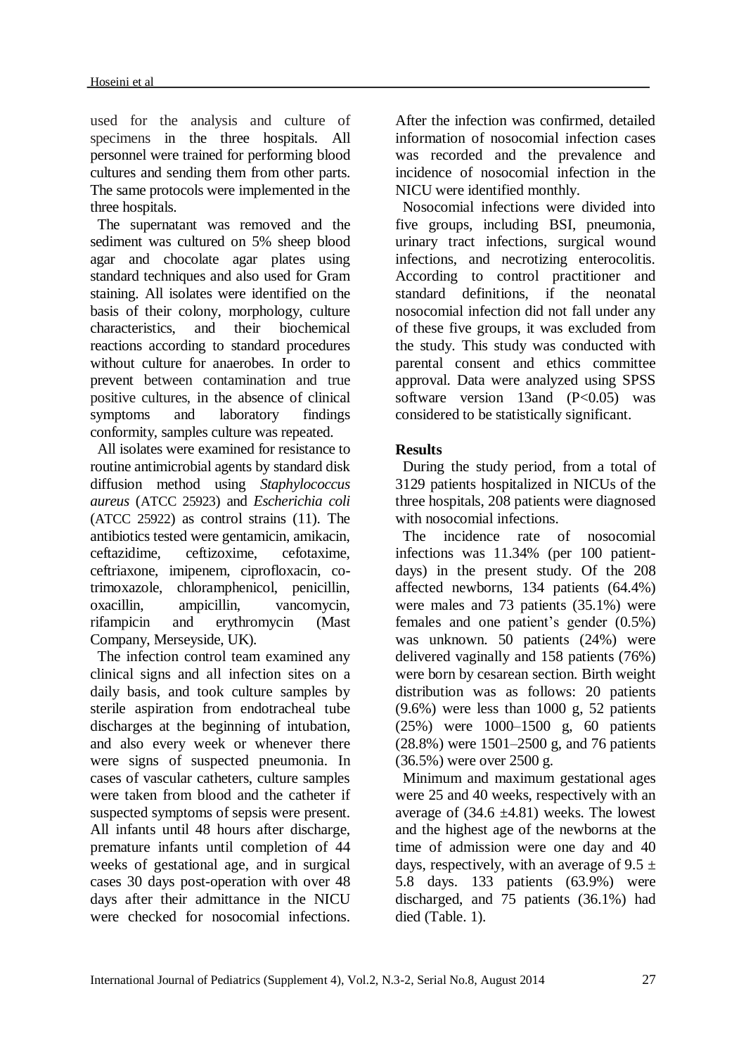used for the analysis and culture of specimens in the three hospitals. All personnel were trained for performing blood cultures and sending them from other parts. The same protocols were implemented in the three hospitals.

The supernatant was removed and the sediment was cultured on 5% sheep blood agar and chocolate agar plates using standard techniques and also used for Gram staining. All isolates were identified on the basis of their colony, morphology, culture characteristics, and their biochemical reactions according to standard procedures without culture for anaerobes. In order to prevent between contamination and true positive cultures, in the absence of clinical symptoms and laboratory findings conformity, samples culture was repeated.

All isolates were examined for resistance to routine antimicrobial agents by standard disk diffusion method using *Staphylococcus aureus* (ATCC 25923) and *Escherichia coli* (ATCC 25922) as control strains (11). The antibiotics tested were gentamicin, amikacin, ceftazidime, ceftizoxime, cefotaxime, ceftriaxone, imipenem, ciprofloxacin, co-trimoxazole, chloramphenicol, penicillin, oxacillin, ampicillin, vancomycin, rifampicin and erythromycin (Mast Company, Merseyside, UK).

The infection control team examined any clinical signs and all infection sites on a daily basis, and took culture samples by sterile aspiration from endotracheal tube discharges at the beginning of intubation, and also every week or whenever there were signs of suspected pneumonia. In cases of vascular catheters, culture samples were taken from blood and the catheter if suspected symptoms of sepsis were present. All infants until 48 hours after discharge, premature infants until completion of 44 weeks of gestational age, and in surgical cases 30 days post-operation with over 48 days after their admittance in the NICU were checked for nosocomial infections. After the infection was confirmed, detailed information of nosocomial infection cases was recorded and the prevalence and incidence of nosocomial infection in the NICU were identified monthly.

Nosocomial infections were divided into five groups, including BSI, pneumonia, urinary tract infections, surgical wound infections, and necrotizing enterocolitis. According to control practitioner and standard definitions, if the neonatal nosocomial infection did not fall under any of these five groups, it was excluded from the study. This study was conducted with parental consent and ethics committee approval. Data were analyzed using SPSS software version 13and ($P<0.05$) was considered to be statistically significant.

## Results

During the study period, from a total of 3129 patients hospitalized in NICUs of the three hospitals, 208 patients were diagnosed with nosocomial infections.

The incidence rate of nosocomial infections was 11.34% (per 100 patient-days) in the present study. Of the 208 affected newborns, 134 patients (64.4%) were males and 73 patients (35.1%) were females and one patient's gender (0.5%) was unknown. 50 patients (24%) were delivered vaginally and 158 patients (76%) were born by cesarean section. Birth weight distribution was as follows: 20 patients (9.6%) were less than 1000 g, 52 patients (25%) were 1000–1500 g, 60 patients (28.8%) were 1501–2500 g, and 76 patients (36.5%) were over 2500 g.

Minimum and maximum gestational ages were 25 and 40 weeks, respectively with an average of ($34.6 \pm 4.81$) weeks. The lowest and the highest age of the newborns at the time of admission were one day and 40 days, respectively, with an average of $9.5 \pm 5.8$ days. 133 patients (63.9%) were discharged, and 75 patients (36.1%) had died (Table. 1).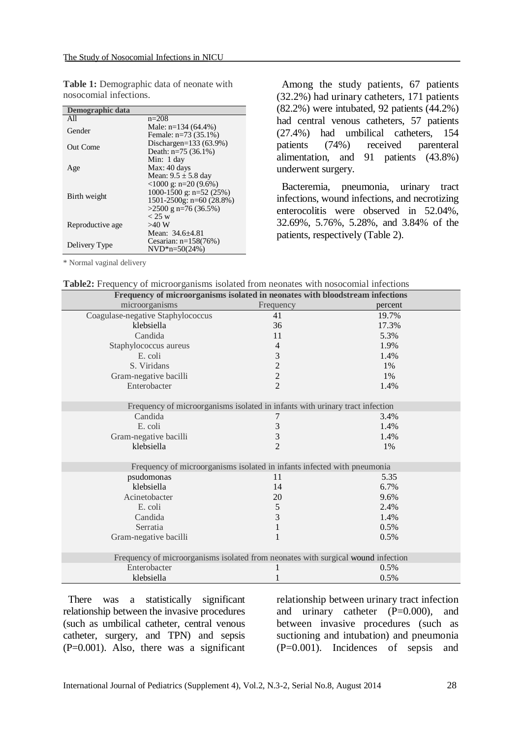**Table 1:** Demographic data of neonate with nosocomial infections.

| Demographic data | |
|---|---|
| All | n=208 |
| Gender | Male: n=134 (64.4%)<br>Female: n=73 (35.1%) |
| Out Come | Dischargen=133 (63.9%)<br>Death: n=75 (36.1%) |
| Age | Min: 1 day<br>Max: 40 days<br>Mean: 9.5 ± 5.8 day |
| Birth weight | <1000 g: n=20 (9.6%)<br>1000-1500 g: n=52 (25%)<br>1501-2500g: n=60 (28.8%)<br>>2500 g n=76 (36.5%) |
| Reproductive age | < 25 w<br>>40 W<br>Mean: 34.6±4.81 |
| Delivery Type | Cesarian: n=158(76%)<br>NVD*n=50(24%) |

* Normal vaginal delivery

Among the study patients, 67 patients (32.2%) had urinary catheters, 171 patients (82.2%) were intubated, 92 patients (44.2%) had central venous catheters, 57 patients (27.4%) had umbilical catheters, 154 patients (74%) received parenteral alimentation, and 91 patients (43.8%) underwent surgery.

Bacteremia, pneumonia, urinary tract infections, wound infections, and necrotizing enterocolitis were observed in 52.04%, 32.69%, 5.76%, 5.28%, and 3.84% of the patients, respectively (Table 2).

**Table2:** Frequency of microorganisms isolated from neonates with nosocomial infections

| Frequency of microorganisms isolated in neonates with bloodstream infections | | |
|---|---|---|
| microorganisms | Frequency | percent |
| Coagulase-negative Staphylococcus | 41 | 19.7% |
| klebsiella | 36 | 17.3% |
| Candida | 11 | 5.3% |
| Staphylococcus aureus | 4 | 1.9% |
| E. coli | 3 | 1.4% |
| S. Viridans | 2 | 1% |
| Gram-negative bacilli | 2 | 1% |
| Enterobacter | 2 | 1.4% |
| **Frequency of microorganisms isolated in infants with urinary tract infection** | | |
| Candida | 7 | 3.4% |
| E. coli | 3 | 1.4% |
| Gram-negative bacilli | 3 | 1.4% |
| klebsiella | 2 | 1% |
| **Frequency of microorganisms isolated in infants infected with pneumonia** | | |
| psudomonas | 11 | 5.35 |
| klebsiella | 14 | 6.7% |
| Acinetobacter | 20 | 9.6% |
| E. coli | 5 | 2.4% |
| Candida | 3 | 1.4% |
| Serratia | 1 | 0.5% |
| Gram-negative bacilli | 1 | 0.5% |
| **Frequency of microorganisms isolated from neonates with surgical wound infection** | | |
| Enterobacter | 1 | 0.5% |
| klebsiella | 1 | 0.5% |

There was a statistically significant relationship between the invasive procedures (such as umbilical catheter, central venous catheter, surgery, and TPN) and sepsis (P=0.001). Also, there was a significant relationship between urinary tract infection and urinary catheter (P=0.000), and between invasive procedures (such as suctioning and intubation) and pneumonia (P=0.001). Incidences of sepsis and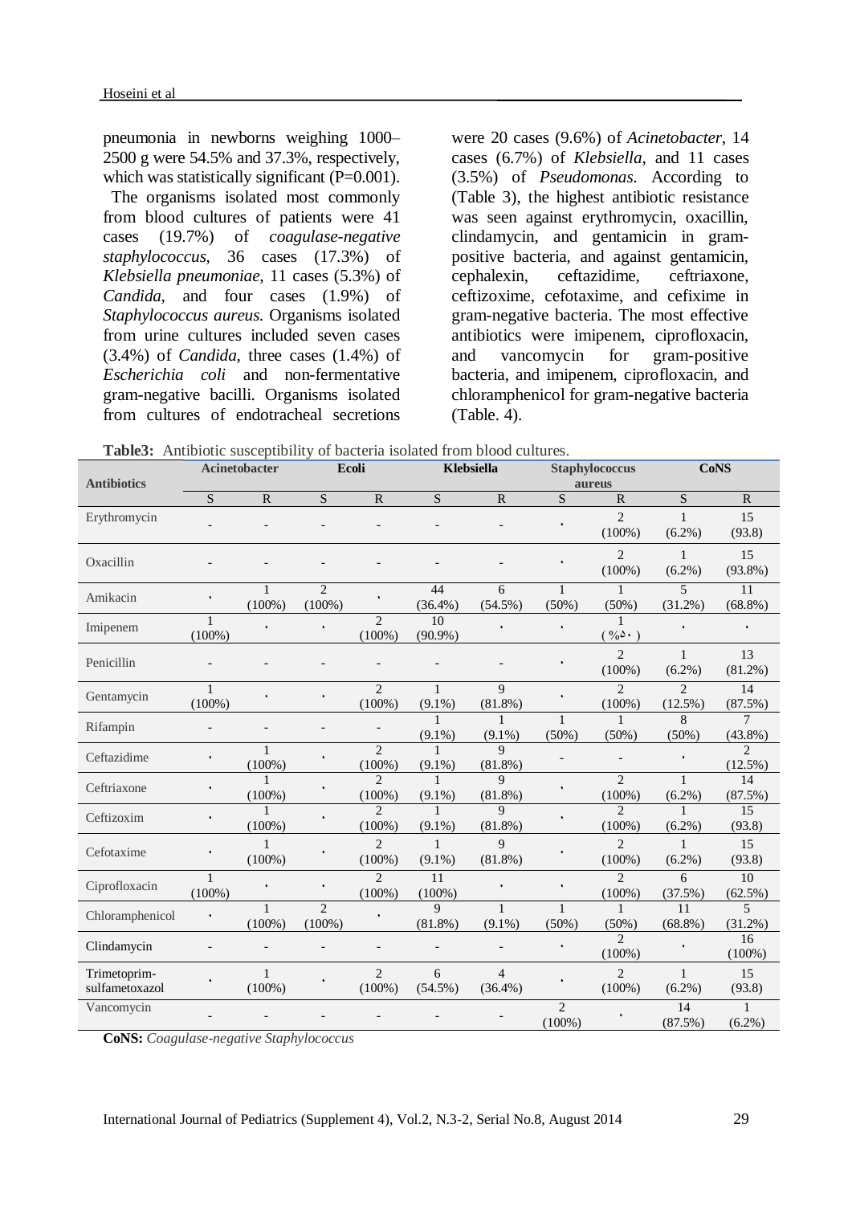pneumonia in newborns weighing 1000–2500 g were 54.5% and 37.3%, respectively, which was statistically significant (P=0.001).

The organisms isolated most commonly from blood cultures of patients were 41 cases (19.7%) of *coagulase-negative staphylococcus*, 36 cases (17.3%) of *Klebsiella pneumoniae*, 11 cases (5.3%) of *Candida*, and four cases (1.9%) of *Staphylococcus aureus*. Organisms isolated from urine cultures included seven cases (3.4%) of *Candida*, three cases (1.4%) of *Escherichia coli* and non-fermentative gram-negative bacilli. Organisms isolated from cultures of endotracheal secretions were 20 cases (9.6%) of *Acinetobacter*, 14 cases (6.7%) of *Klebsiella*, and 11 cases (3.5%) of *Pseudomonas*. According to (Table 3), the highest antibiotic resistance was seen against erythromycin, oxacillin, clindamycin, and gentamicin in gram-positive bacteria, and against gentamicin, cephalexin, ceftazidime, ceftriaxone, ceftizoxime, cefotaxime, and cefixime in gram-negative bacteria. The most effective antibiotics were imipenem, ciprofloxacin, and vancomycin for gram-positive bacteria, and imipenem, ciprofloxacin, and chloramphenicol for gram-negative bacteria (Table. 4).

**Table3:** Antibiotic susceptibility of bacteria isolated from blood cultures.

| Antibiotics | Acinetobacter | | Ecoli | | Klebsiella | | Staphylococcus aureus | | CoNS | |
|---|---|---|---|---|---|---|---|---|---|---|
| | S | R | S | R | S | R | S | R | S | R |
| Erythromycin | - | - | - | - | - | - | ٠ | 2 (100%) | 1 (6.2%) | 15 (93.8) |
| Oxacillin | - | - | - | - | - | - | ٠ | 2 (100%) | 1 (6.2%) | 15 (93.8%) |
| Amikacin | ٠ | 1 (100%) | 2 (100%) | ٠ | 44 (36.4%) | 6 (54.5%) | 1 (50%) | 1 (50%) | 5 (31.2%) | 11 (68.8%) |
| Imipenem | 1 (100%) | ٠ | ٠ | 2 (100%) | 10 (90.9%) | ٠ | ٠ | 1 (%٥٠) | ٠ | ٠ |
| Penicillin | - | - | - | - | - | - | ٠ | 2 (100%) | 1 (6.2%) | 13 (81.2%) |
| Gentamycin | 1 (100%) | ٠ | ٠ | 2 (100%) | 1 (9.1%) | 9 (81.8%) | ٠ | 2 (100%) | 2 (12.5%) | 14 (87.5%) |
| Rifampin | - | - | - | - | 1 (9.1%) | 1 (9.1%) | 1 (50%) | 1 (50%) | 8 (50%) | 7 (43.8%) |
| Ceftazidime | ٠ | 1 (100%) | ٠ | 2 (100%) | 1 (9.1%) | 9 (81.8%) | - | - | ٠ | 2 (12.5%) |
| Ceftriaxone | ٠ | 1 (100%) | ٠ | 2 (100%) | 1 (9.1%) | 9 (81.8%) | ٠ | 2 (100%) | 1 (6.2%) | 14 (87.5%) |
| Ceftizoxim | ٠ | 1 (100%) | ٠ | 2 (100%) | 1 (9.1%) | 9 (81.8%) | ٠ | 2 (100%) | 1 (6.2%) | 15 (93.8) |
| Cefotaxime | ٠ | 1 (100%) | ٠ | 2 (100%) | 1 (9.1%) | 9 (81.8%) | ٠ | 2 (100%) | 1 (6.2%) | 15 (93.8) |
| Ciprofloxacin | 1 (100%) | ٠ | ٠ | 2 (100%) | 11 (100%) | ٠ | ٠ | 2 (100%) | 6 (37.5%) | 10 (62.5%) |
| Chloramphenicol | ٠ | 1 (100%) | 2 (100%) | ٠ | 9 (81.8%) | 1 (9.1%) | 1 (50%) | 1 (50%) | 11 (68.8%) | 5 (31.2%) |
| Clindamycin | - | - | - | - | - | - | ٠ | 2 (100%) | ٠ | 16 (100%) |
| Trimetoprim-sulfametoxazol | ٠ | 1 (100%) | ٠ | 2 (100%) | 6 (54.5%) | 4 (36.4%) | ٠ | 2 (100%) | 1 (6.2%) | 15 (93.8) |
| Vancomycin | - | - | - | - | - | - | 2 (100%) | ٠ | 14 (87.5%) | 1 (6.2%) |

**CoNS:** *Coagulase-negative Staphylococcus*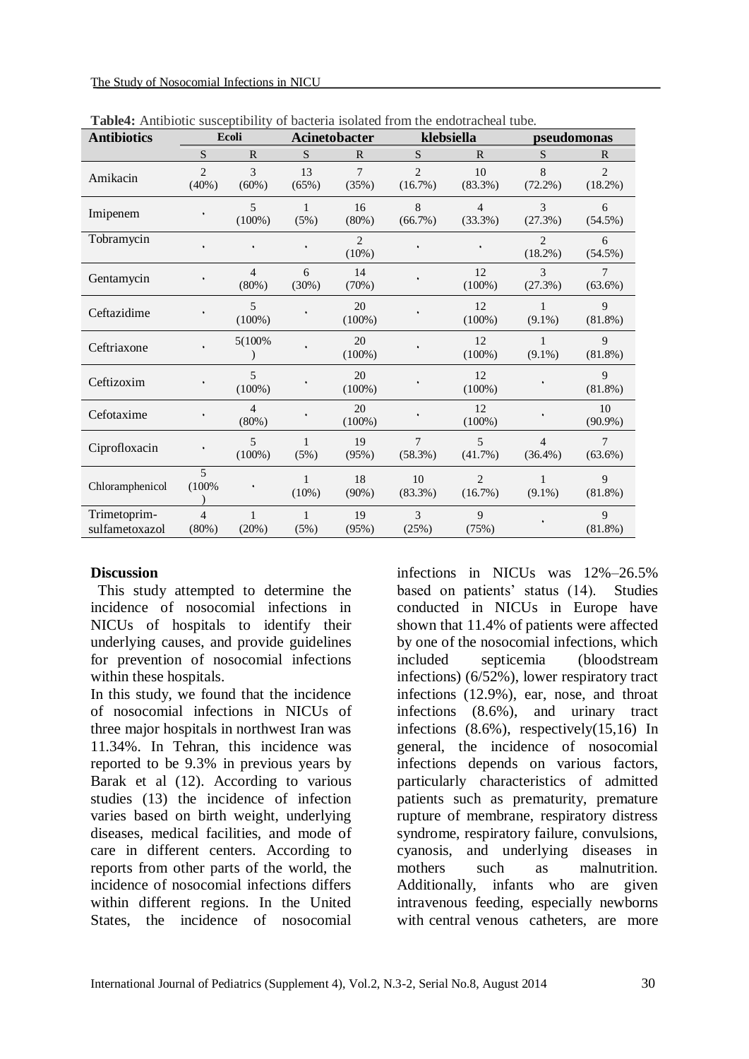**Table4:** Antibiotic susceptibility of bacteria isolated from the endotracheal tube.

| Antibiotics | Ecoli | | Acinetobacter | | klebsiella | | pseudomonas | |
|---|---|---|---|---|---|---|---|---|
| | S | R | S | R | S | R | S | R |
| Amikacin | 2 (40%) | 3 (60%) | 13 (65%) | 7 (35%) | 2 (16.7%) | 10 (83.3%) | 8 (72.2%) | 2 (18.2%) |
| Imipenem | . | 5 (100%) | 1 (5%) | 16 (80%) | 8 (66.7%) | 4 (33.3%) | 3 (27.3%) | 6 (54.5%) |
| Tobramycin | . | . | . | 2 (10%) | . | . | 2 (18.2%) | 6 (54.5%) |
| Gentamycin | . | 4 (80%) | 6 (30%) | 14 (70%) | . | 12 (100%) | 3 (27.3%) | 7 (63.6%) |
| Ceftazidime | . | 5 (100%) | . | 20 (100%) | . | 12 (100%) | 1 (9.1%) | 9 (81.8%) |
| Ceftriaxone | . | 5(100% ) | . | 20 (100%) | . | 12 (100%) | 1 (9.1%) | 9 (81.8%) |
| Ceftizoxim | . | 5 (100%) | . | 20 (100%) | . | 12 (100%) | . | 9 (81.8%) |
| Cefotaxime | . | 4 (80%) | . | 20 (100%) | . | 12 (100%) | . | 10 (90.9%) |
| Ciprofloxacin | . | 5 (100%) | 1 (5%) | 19 (95%) | 7 (58.3%) | 5 (41.7%) | 4 (36.4%) | 7 (63.6%) |
| Chloramphenicol | 5 (100% ) | . | 1 (10%) | 18 (90%) | 10 (83.3%) | 2 (16.7%) | 1 (9.1%) | 9 (81.8%) |
| Trimetoprim-sulfametoxazol | 4 (80%) | 1 (20%) | 1 (5%) | 19 (95%) | 3 (25%) | 9 (75%) | . | 9 (81.8%) |

## Discussion

This study attempted to determine the incidence of nosocomial infections in NICUs of hospitals to identify their underlying causes, and provide guidelines for prevention of nosocomial infections within these hospitals.

In this study, we found that the incidence of nosocomial infections in NICUs of three major hospitals in northwest Iran was 11.34%. In Tehran, this incidence was reported to be 9.3% in previous years by Barak et al (12). According to various studies (13) the incidence of infection varies based on birth weight, underlying diseases, medical facilities, and mode of care in different centers. According to reports from other parts of the world, the incidence of nosocomial infections differs within different regions. In the United States, the incidence of nosocomial infections in NICUs was 12%–26.5% based on patients' status (14). Studies conducted in NICUs in Europe have shown that 11.4% of patients were affected by one of the nosocomial infections, which included septicemia (bloodstream infections) (6/52%), lower respiratory tract infections (12.9%), ear, nose, and throat infections (8.6%), and urinary tract infections (8.6%), respectively(15,16) In general, the incidence of nosocomial infections depends on various factors, particularly characteristics of admitted patients such as prematurity, premature rupture of membrane, respiratory distress syndrome, respiratory failure, convulsions, cyanosis, and underlying diseases in mothers such as malnutrition. Additionally, infants who are given intravenous feeding, especially newborns with central venous catheters, are more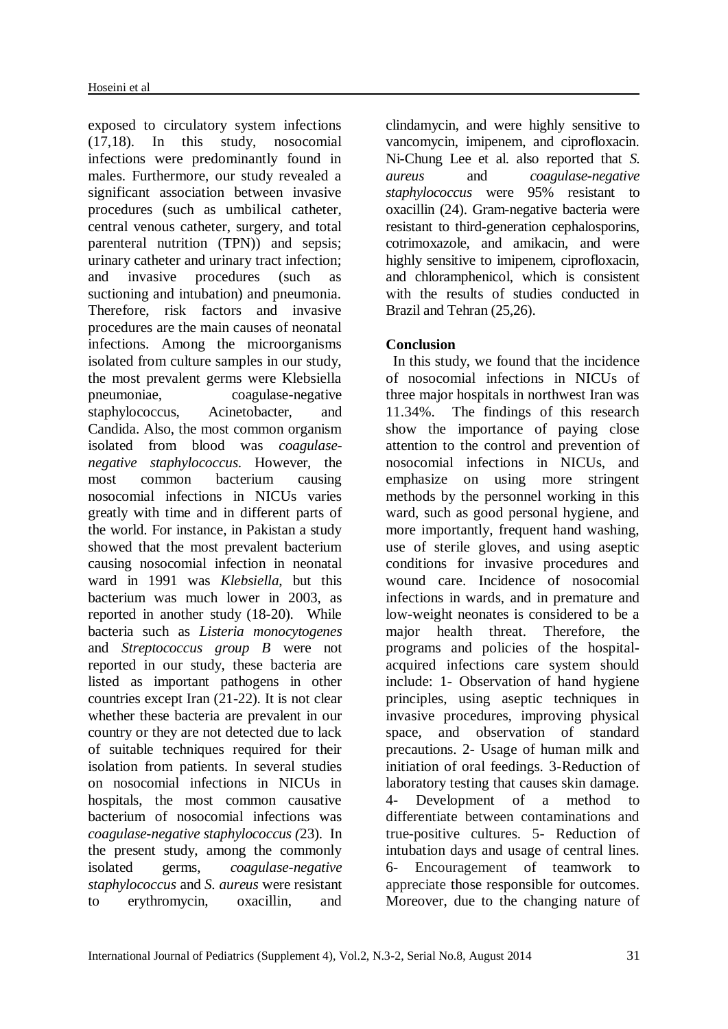exposed to circulatory system infections (17,18). In this study, nosocomial infections were predominantly found in males. Furthermore, our study revealed a significant association between invasive procedures (such as umbilical catheter, central venous catheter, surgery, and total parenteral nutrition (TPN)) and sepsis; urinary catheter and urinary tract infection; and invasive procedures (such as suctioning and intubation) and pneumonia. Therefore, risk factors and invasive procedures are the main causes of neonatal infections. Among the microorganisms isolated from culture samples in our study, the most prevalent germs were Klebsiella pneumoniae, coagulase-negative staphylococcus, Acinetobacter, and Candida. Also, the most common organism isolated from blood was *coagulase-negative staphylococcus*. However, the most common bacterium causing nosocomial infections in NICUs varies greatly with time and in different parts of the world. For instance, in Pakistan a study showed that the most prevalent bacterium causing nosocomial infection in neonatal ward in 1991 was *Klebsiella*, but this bacterium was much lower in 2003, as reported in another study (18-20). While bacteria such as *Listeria monocytogenes* and *Streptococcus group B* were not reported in our study, these bacteria are listed as important pathogens in other countries except Iran (21-22). It is not clear whether these bacteria are prevalent in our country or they are not detected due to lack of suitable techniques required for their isolation from patients. In several studies on nosocomial infections in NICUs in hospitals, the most common causative bacterium of nosocomial infections was *coagulase-negative staphylococcus (*23). In the present study, among the commonly isolated germs, *coagulase-negative staphylococcus* and *S. aureus* were resistant to erythromycin, oxacillin, and clindamycin, and were highly sensitive to vancomycin, imipenem, and ciprofloxacin. Ni-Chung Lee et al. also reported that *S. aureus* and *coagulase-negative staphylococcus* were 95% resistant to oxacillin (24). Gram-negative bacteria were resistant to third-generation cephalosporins, cotrimoxazole, and amikacin, and were highly sensitive to imipenem, ciprofloxacin, and chloramphenicol, which is consistent with the results of studies conducted in Brazil and Tehran (25,26).

## Conclusion

In this study, we found that the incidence of nosocomial infections in NICUs of three major hospitals in northwest Iran was 11.34%. The findings of this research show the importance of paying close attention to the control and prevention of nosocomial infections in NICUs, and emphasize on using more stringent methods by the personnel working in this ward, such as good personal hygiene, and more importantly, frequent hand washing, use of sterile gloves, and using aseptic conditions for invasive procedures and wound care. Incidence of nosocomial infections in wards, and in premature and low-weight neonates is considered to be a major health threat. Therefore, the programs and policies of the hospital-acquired infections care system should include: 1- Observation of hand hygiene principles, using aseptic techniques in invasive procedures, improving physical space, and observation of standard precautions. 2- Usage of human milk and initiation of oral feedings. 3-Reduction of laboratory testing that causes skin damage. 4- Development of a method to differentiate between contaminations and true-positive cultures. 5- Reduction of intubation days and usage of central lines. 6- Encouragement of teamwork to appreciate those responsible for outcomes. Moreover, due to the changing nature of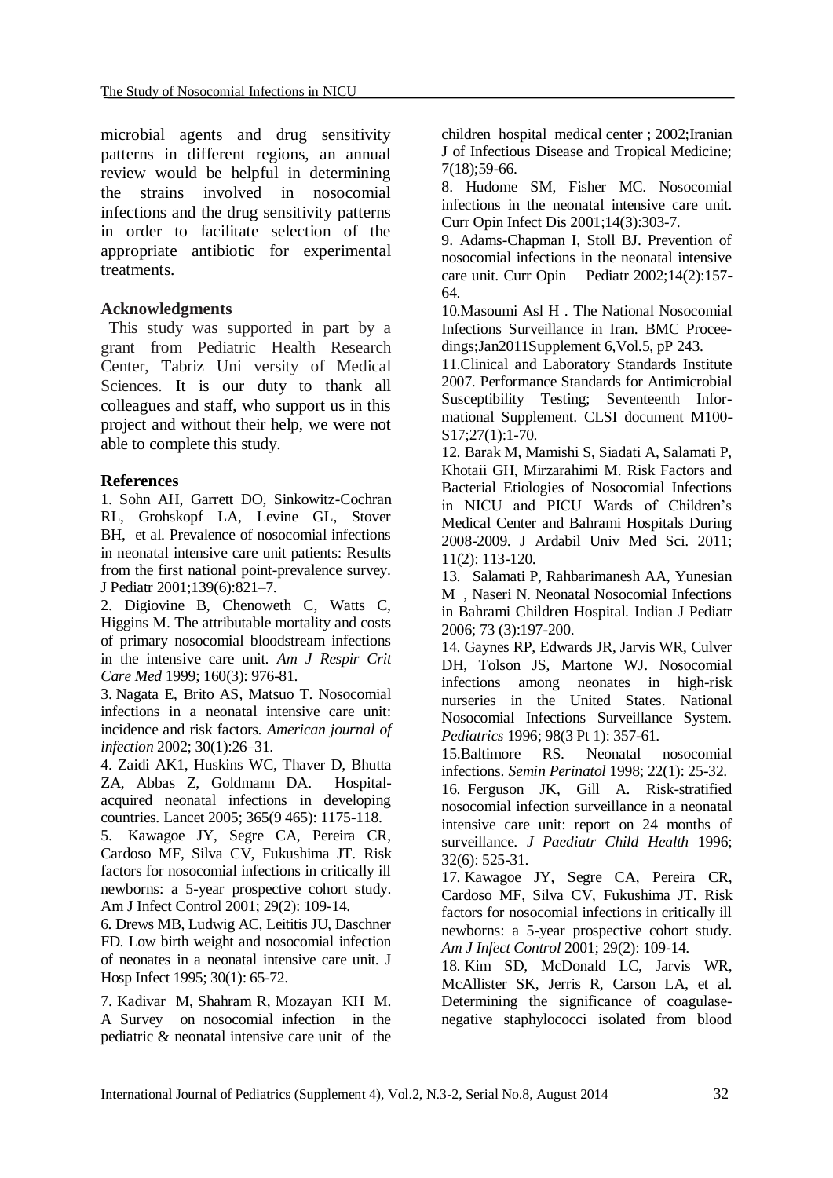microbial agents and drug sensitivity patterns in different regions, an annual review would be helpful in determining the strains involved in nosocomial infections and the drug sensitivity patterns in order to facilitate selection of the appropriate antibiotic for experimental treatments.

## Acknowledgments

This study was supported in part by a grant from Pediatric Health Research Center, Tabriz Uni versity of Medical Sciences. It is our duty to thank all colleagues and staff, who support us in this project and without their help, we were not able to complete this study.

## References

1. Sohn AH, Garrett DO, Sinkowitz-Cochran RL, Grohskopf LA, Levine GL, Stover BH, et al. Prevalence of nosocomial infections in neonatal intensive care unit patients: Results from the first national point-prevalence survey. J Pediatr 2001;139(6):821–7.
2. Digiovine B, Chenoweth C, Watts C, Higgins M. The attributable mortality and costs of primary nosocomial bloodstream infections in the intensive care unit. *Am J Respir Crit Care Med* 1999; 160(3): 976-81.
3. Nagata E, Brito AS, Matsuo T. Nosocomial infections in a neonatal intensive care unit: incidence and risk factors. *American journal of infection* 2002; 30(1):26–31.
4. Zaidi AK1, Huskins WC, Thaver D, Bhutta ZA, Abbas Z, Goldmann DA. Hospital-acquired neonatal infections in developing countries. Lancet 2005; 365(9 465): 1175-118.
5. Kawagoe JY, Segre CA, Pereira CR, Cardoso MF, Silva CV, Fukushima JT. Risk factors for nosocomial infections in critically ill newborns: a 5-year prospective cohort study. Am J Infect Control 2001; 29(2): 109-14.
6. Drews MB, Ludwig AC, Leititis JU, Daschner FD. Low birth weight and nosocomial infection of neonates in a neonatal intensive care unit. J Hosp Infect 1995; 30(1): 65-72.
7. Kadivar M, Shahram R, Mozayan KH M. A Survey on nosocomial infection in the pediatric & neonatal intensive care unit of the children hospital medical center ; 2002;Iranian J of Infectious Disease and Tropical Medicine; 7(18);59-66.
8. Hudome SM, Fisher MC. Nosocomial infections in the neonatal intensive care unit. Curr Opin Infect Dis 2001;14(3):303-7.
9. Adams-Chapman I, Stoll BJ. Prevention of nosocomial infections in the neonatal intensive care unit. Curr Opin Pediatr 2002;14(2):157-64.
10. Masoumi Asl H . The National Nosocomial Infections Surveillance in Iran. BMC Proceedings;Jan2011Supplement 6,Vol.5, pP 243.
11. Clinical and Laboratory Standards Institute 2007. Performance Standards for Antimicrobial Susceptibility Testing; Seventeenth Informational Supplement. CLSI document M100-S17;27(1):1-70.
12. Barak M, Mamishi S, Siadati A, Salamati P, Khotaii GH, Mirzarahimi M. Risk Factors and Bacterial Etiologies of Nosocomial Infections in NICU and PICU Wards of Children's Medical Center and Bahrami Hospitals During 2008-2009. J Ardabil Univ Med Sci. 2011; 11(2): 113-120.
13. Salamati P, Rahbarimanesh AA, Yunesian M , Naseri N. Neonatal Nosocomial Infections in Bahrami Children Hospital. Indian J Pediatr 2006; 73 (3):197-200.
14. Gaynes RP, Edwards JR, Jarvis WR, Culver DH, Tolson JS, Martone WJ. Nosocomial infections among neonates in high-risk nurseries in the United States. National Nosocomial Infections Surveillance System. *Pediatrics* 1996; 98(3 Pt 1): 357-61.
15. Baltimore RS. Neonatal nosocomial infections. *Semin Perinatol* 1998; 22(1): 25-32.
16. Ferguson JK, Gill A. Risk-stratified nosocomial infection surveillance in a neonatal intensive care unit: report on 24 months of surveillance. *J Paediatr Child Health* 1996; 32(6): 525-31.
17. Kawagoe JY, Segre CA, Pereira CR, Cardoso MF, Silva CV, Fukushima JT. Risk factors for nosocomial infections in critically ill newborns: a 5-year prospective cohort study. *Am J Infect Control* 2001; 29(2): 109-14.
18. Kim SD, McDonald LC, Jarvis WR, McAllister SK, Jerris R, Carson LA, et al. Determining the significance of coagulase-negative staphylococci isolated from blood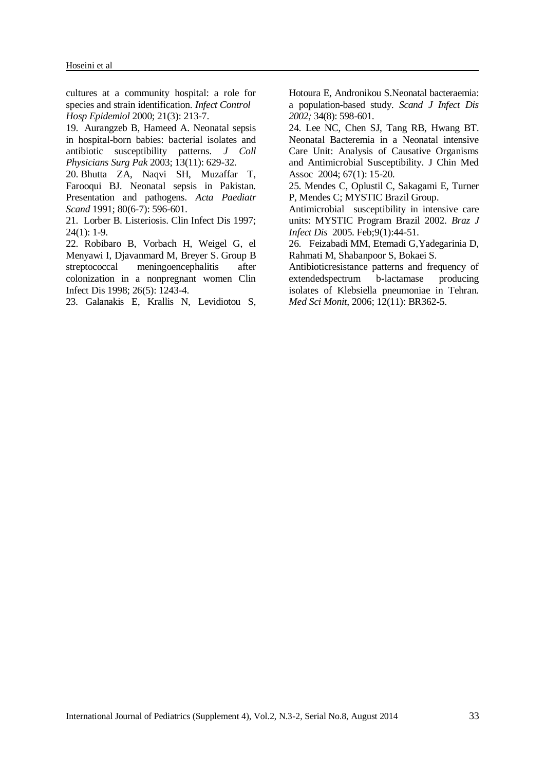cultures at a community hospital: a role for species and strain identification. *Infect Control Hosp Epidemiol* 2000; 21(3): 213-7.

19. Aurangzeb B, Hameed A. Neonatal sepsis in hospital-born babies: bacterial isolates and antibiotic susceptibility patterns. *J Coll Physicians Surg Pak* 2003; 13(11): 629-32.

20. Bhutta ZA, Naqvi SH, Muzaffar T, Farooqui BJ. Neonatal sepsis in Pakistan. Presentation and pathogens. *Acta Paediatr Scand* 1991; 80(6-7): 596-601.

21. Lorber B. Listeriosis. Clin Infect Dis 1997; 24(1): 1-9.

22. Robibaro B, Vorbach H, Weigel G, el Menyawi I, Djavanmard M, Breyer S. Group B streptococcal meningoencephalitis after colonization in a nonpregnant women Clin Infect Dis 1998; 26(5): 1243-4.

23. Galanakis E, Krallis N, Levidiotou S, Hotoura E, Andronikou S.Neonatal bacteraemia: a population-based study. *Scand J Infect Dis 2002;* 34(8): 598-601.

24. Lee NC, Chen SJ, Tang RB, Hwang BT. Neonatal Bacteremia in a Neonatal intensive Care Unit: Analysis of Causative Organisms and Antimicrobial Susceptibility. J Chin Med Assoc 2004; 67(1): 15-20.

25. Mendes C, Oplustil C, Sakagami E, Turner P, Mendes C; MYSTIC Brazil Group. Antimicrobial susceptibility in intensive care units: MYSTIC Program Brazil 2002. *Braz J Infect Dis* 2005. Feb;9(1):44-51.

26. Feizabadi MM, Etemadi G,Yadegarinia D, Rahmati M, Shabanpoor S, Bokaei S. Antibioticresistance patterns and frequency of extendedspectrum b-lactamase producing isolates of Klebsiella pneumoniae in Tehran. *Med Sci Monit*, 2006; 12(11): BR362-5.